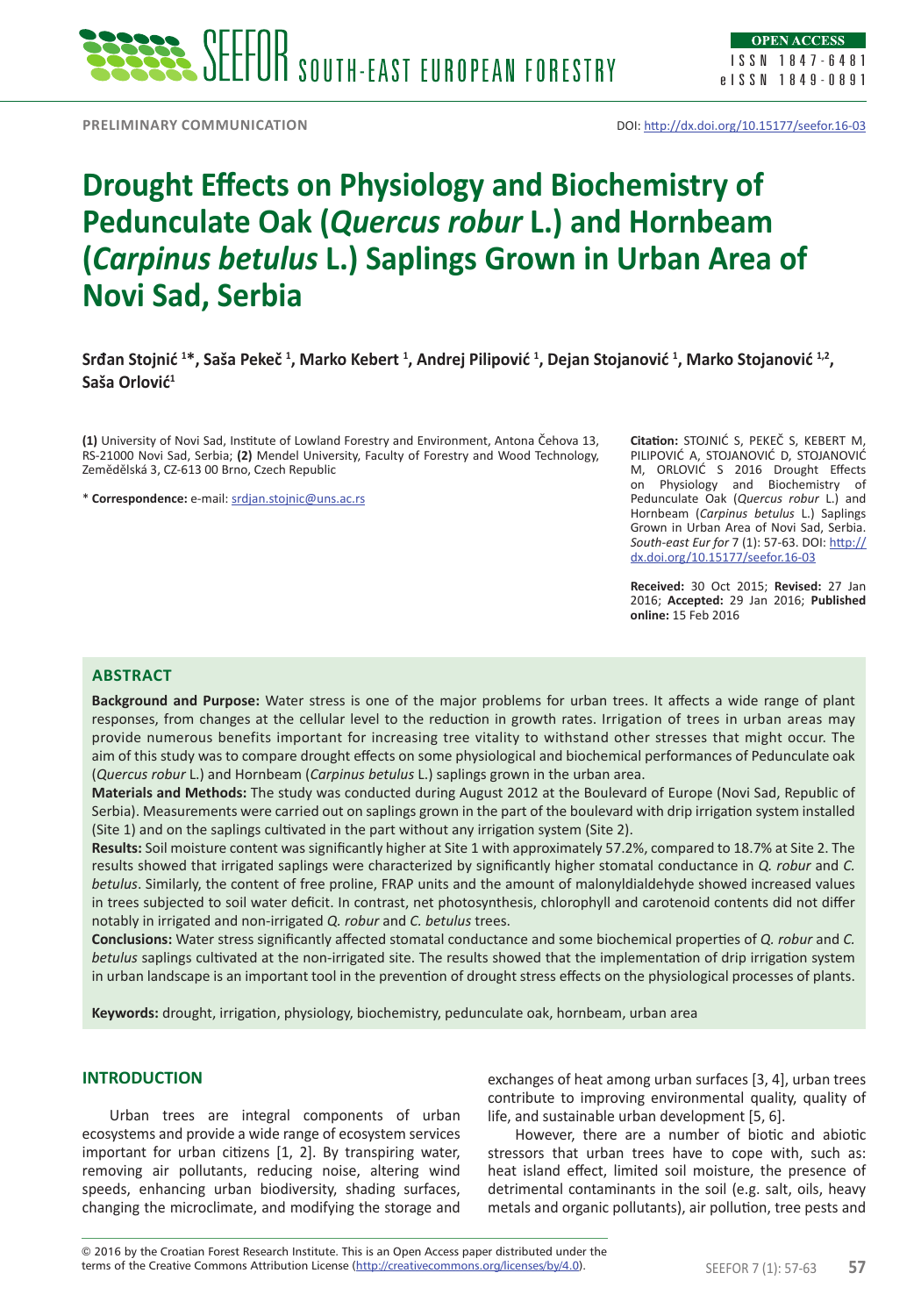PRELIMINARY COMMUNICATION

DOI: http://dx.doi.org/10.15177/seefor.16-03

# Drought Effects on Physiology and Biochemistry of Pedunculate Oak (*Quercus robur* L.) and Hornbeam (*Carpinus betulus* L.) Saplings Grown in Urban Area of Novi Sad, Serbia

**Srđan Stojnić [1]*, Saša Pekeč [1], Marko Kebert [1], Andrej Pilipović [1], Dejan Stojanović [1], Marko Stojanović [1,2], Saša Orlović[1]**

**(1)** University of Novi Sad, Institute of Lowland Forestry and Environment, Antona Čehova 13, RS-21000 Novi Sad, Serbia; **(2)** Mendel University, Faculty of Forestry and Wood Technology, Zemědělská 3, CZ-613 00 Brno, Czech Republic

\* **Correspondence:** e-mail: srdjan.stojnic@uns.ac.rs

**Citation:** STOJNIĆ S, PEKEČ S, KEBERT M, PILIPOVIĆ A, STOJANOVIĆ D, STOJANOVIĆ M, ORLOVIĆ S 2016 Drought Effects on Physiology and Biochemistry of Pedunculate Oak (*Quercus robur* L.) and Hornbeam (*Carpinus betulus* L.) Saplings Grown in Urban Area of Novi Sad, Serbia. *South-east Eur for* 7 (1): 57-63. DOI: http://dx.doi.org/10.15177/seefor.16-03

**Received:** 30 Oct 2015; **Revised:** 27 Jan 2016; **Accepted:** 29 Jan 2016; **Published online:** 15 Feb 2016

## ABSTRACT

**Background and Purpose:** Water stress is one of the major problems for urban trees. It affects a wide range of plant responses, from changes at the cellular level to the reduction in growth rates. Irrigation of trees in urban areas may provide numerous benefits important for increasing tree vitality to withstand other stresses that might occur. The aim of this study was to compare drought effects on some physiological and biochemical performances of Pedunculate oak (*Quercus robur* L.) and Hornbeam (*Carpinus betulus* L.) saplings grown in the urban area.

**Materials and Methods:** The study was conducted during August 2012 at the Boulevard of Europe (Novi Sad, Republic of Serbia). Measurements were carried out on saplings grown in the part of the boulevard with drip irrigation system installed (Site 1) and on the saplings cultivated in the part without any irrigation system (Site 2).

**Results:** Soil moisture content was significantly higher at Site 1 with approximately 57.2%, compared to 18.7% at Site 2. The results showed that irrigated saplings were characterized by significantly higher stomatal conductance in *Q. robur* and *C. betulus*. Similarly, the content of free proline, FRAP units and the amount of malonyldialdehyde showed increased values in trees subjected to soil water deficit. In contrast, net photosynthesis, chlorophyll and carotenoid contents did not differ notably in irrigated and non-irrigated *Q. robur* and *C. betulus* trees.

**Conclusions:** Water stress significantly affected stomatal conductance and some biochemical properties of *Q. robur* and *C. betulus* saplings cultivated at the non-irrigated site. The results showed that the implementation of drip irrigation system in urban landscape is an important tool in the prevention of drought stress effects on the physiological processes of plants.

**Keywords:** drought, irrigation, physiology, biochemistry, pedunculate oak, hornbeam, urban area

## INTRODUCTION

Urban trees are integral components of urban ecosystems and provide a wide range of ecosystem services important for urban citizens [1, 2]. By transpiring water, removing air pollutants, reducing noise, altering wind speeds, enhancing urban biodiversity, shading surfaces, changing the microclimate, and modifying the storage and exchanges of heat among urban surfaces [3, 4], urban trees contribute to improving environmental quality, quality of life, and sustainable urban development [5, 6].

However, there are a number of biotic and abiotic stressors that urban trees have to cope with, such as: heat island effect, limited soil moisture, the presence of detrimental contaminants in the soil (e.g. salt, oils, heavy metals and organic pollutants), air pollution, tree pests and

© 2016 by the Croatian Forest Research Institute. This is an Open Access paper distributed under the terms of the Creative Commons Attribution License (http://creativecommons.org/licenses/by/4.0).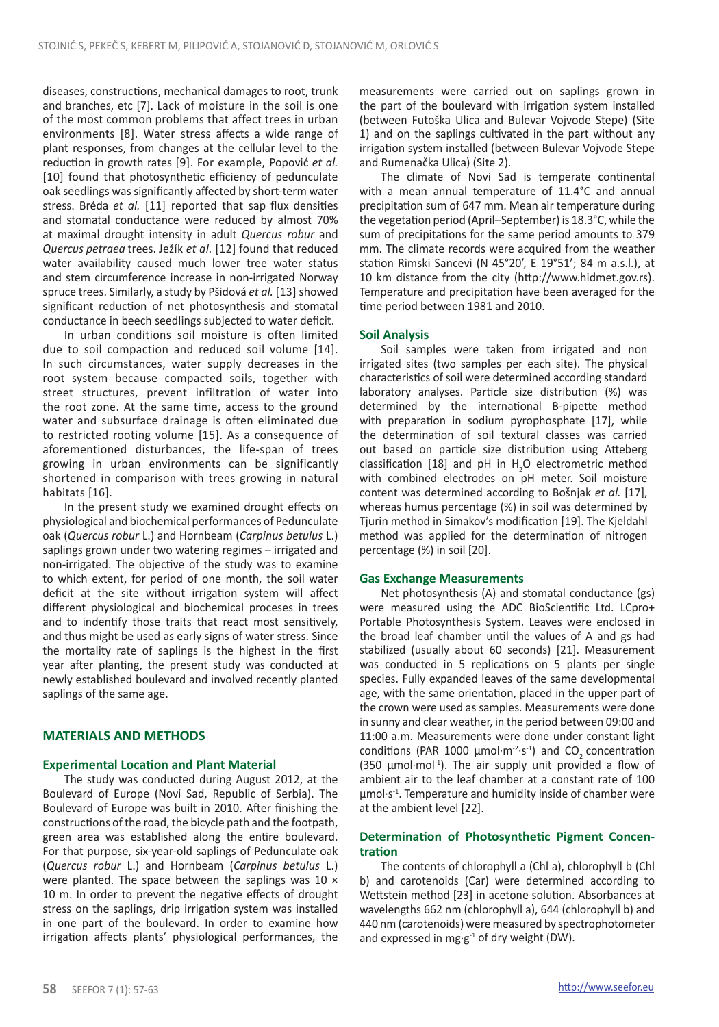diseases, constructions, mechanical damages to root, trunk and branches, etc [7]. Lack of moisture in the soil is one of the most common problems that affect trees in urban environments [8]. Water stress affects a wide range of plant responses, from changes at the cellular level to the reduction in growth rates [9]. For example, Popović *et al.* [10] found that photosynthetic efficiency of pedunculate oak seedlings was significantly affected by short-term water stress. Bréda *et al.* [11] reported that sap flux densities and stomatal conductance were reduced by almost 70% at maximal drought intensity in adult *Quercus robur* and *Quercus petraea* trees. Ježík *et al.* [12] found that reduced water availability caused much lower tree water status and stem circumference increase in non-irrigated Norway spruce trees. Similarly, a study by Pšidová *et al.* [13] showed significant reduction of net photosynthesis and stomatal conductance in beech seedlings subjected to water deficit.

In urban conditions soil moisture is often limited due to soil compaction and reduced soil volume [14]. In such circumstances, water supply decreases in the root system because compacted soils, together with street structures, prevent infiltration of water into the root zone. At the same time, access to the ground water and subsurface drainage is often eliminated due to restricted rooting volume [15]. As a consequence of aforementioned disturbances, the life-span of trees growing in urban environments can be significantly shortened in comparison with trees growing in natural habitats [16].

In the present study we examined drought effects on physiological and biochemical performances of Pedunculate oak (*Quercus robur* L.) and Hornbeam (*Carpinus betulus* L.) saplings grown under two watering regimes – irrigated and non-irrigated. The objective of the study was to examine to which extent, for period of one month, the soil water deficit at the site without irrigation system will affect different physiological and biochemical processes in trees and to indentify those traits that react most sensitively, and thus might be used as early signs of water stress. Since the mortality rate of saplings is the highest in the first year after planting, the present study was conducted at newly established boulevard and involved recently planted saplings of the same age.

## MATERIALS AND METHODS

### Experimental Location and Plant Material

The study was conducted during August 2012, at the Boulevard of Europe (Novi Sad, Republic of Serbia). The Boulevard of Europe was built in 2010. After finishing the constructions of the road, the bicycle path and the footpath, green area was established along the entire boulevard. For that purpose, six-year-old saplings of Pedunculate oak (*Quercus robur* L.) and Hornbeam (*Carpinus betulus* L.) were planted. The space between the saplings was 10 × 10 m. In order to prevent the negative effects of drought stress on the saplings, drip irrigation system was installed in one part of the boulevard. In order to examine how irrigation affects plants' physiological performances, the measurements were carried out on saplings grown in the part of the boulevard with irrigation system installed (between Futoška Ulica and Bulevar Vojvode Stepe) (Site 1) and on the saplings cultivated in the part without any irrigation system installed (between Bulevar Vojvode Stepe and Rumenačka Ulica) (Site 2).

The climate of Novi Sad is temperate continental with a mean annual temperature of 11.4°C and annual precipitation sum of 647 mm. Mean air temperature during the vegetation period (April–September) is 18.3°C, while the sum of precipitations for the same period amounts to 379 mm. The climate records were acquired from the weather station Rimski Sancevi (N 45°20', E 19°51'; 84 m a.s.l.), at 10 km distance from the city (http://www.hidmet.gov.rs). Temperature and precipitation have been averaged for the time period between 1981 and 2010.

### Soil Analysis

Soil samples were taken from irrigated and non irrigated sites (two samples per each site). The physical characteristics of soil were determined according standard laboratory analyses. Particle size distribution (%) was determined by the international B-pipette method with preparation in sodium pyrophosphate [17], while the determination of soil textural classes was carried out based on particle size distribution using Atteberg classification [18] and pH in $H_2O$ electrometric method with combined electrodes on pH meter. Soil moisture content was determined according to Bošnjak *et al.* [17], whereas humus percentage (%) in soil was determined by Tjurin method in Simakov's modification [19]. The Kjeldahl method was applied for the determination of nitrogen percentage (%) in soil [20].

### Gas Exchange Measurements

Net photosynthesis (A) and stomatal conductance (gs) were measured using the ADC BioScientific Ltd. LCpro+ Portable Photosynthesis System. Leaves were enclosed in the broad leaf chamber until the values of A and gs had stabilized (usually about 60 seconds) [21]. Measurement was conducted in 5 replications on 5 plants per single species. Fully expanded leaves of the same developmental age, with the same orientation, placed in the upper part of the crown were used as samples. Measurements were done in sunny and clear weather, in the period between 09:00 and 11:00 a.m. Measurements were done under constant light conditions (PAR 1000 $\mu mol \cdot m^{-2} \cdot s^{-1}$) and $CO_2$ concentration (350 $\mu mol \cdot mol^{-1}$). The air supply unit provided a flow of ambient air to the leaf chamber at a constant rate of 100 $\mu mol \cdot s^{-1}$. Temperature and humidity inside of chamber were at the ambient level [22].

### Determination of Photosynthetic Pigment Concentration

The contents of chlorophyll a (Chl a), chlorophyll b (Chl b) and carotenoids (Car) were determined according to Wettstein method [23] in acetone solution. Absorbances at wavelengths 662 nm (chlorophyll a), 644 (chlorophyll b) and 440 nm (carotenoids) were measured by spectrophotometer and expressed in $mg \cdot g^{-1}$ of dry weight (DW).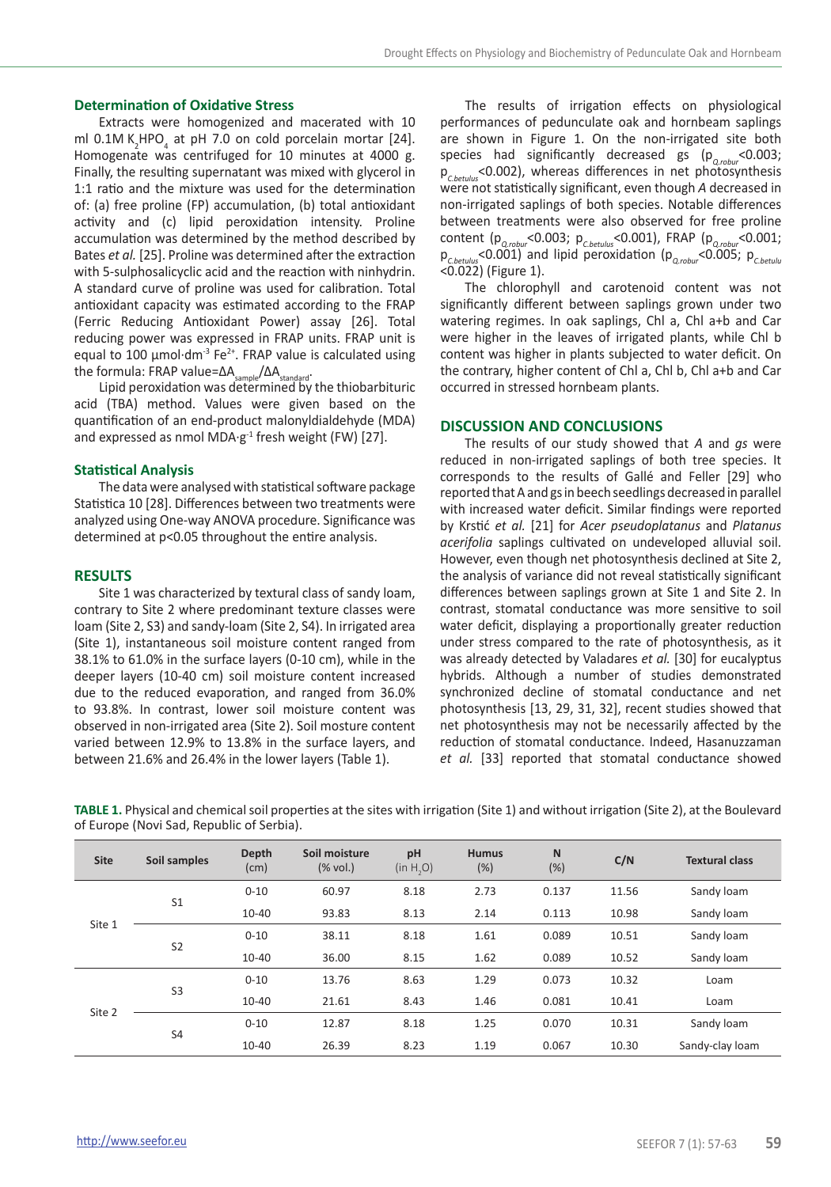### Determination of Oxidative Stress

Extracts were homogenized and macerated with 10 ml 0.1M $K_2HPO_4$ at pH 7.0 on cold porcelain mortar [24]. Homogenate was centrifuged for 10 minutes at 4000 g. Finally, the resulting supernatant was mixed with glycerol in 1:1 ratio and the mixture was used for the determination of: (a) free proline (FP) accumulation, (b) total antioxidant activity and (c) lipid peroxidation intensity. Proline accumulation was determined by the method described by Bates *et al.* [25]. Proline was determined after the extraction with 5-sulphosalicylic acid and the reaction with ninhydrin. A standard curve of proline was used for calibration. Total antioxidant capacity was estimated according to the FRAP (Ferric Reducing Antioxidant Power) assay [26]. Total reducing power was expressed in FRAP units. FRAP unit is equal to 100 $\mu mol \cdot dm^{-3}$ $Fe^{2+}$. FRAP value is calculated using the formula: FRAP value=$\Delta A_{sample}/\Delta A_{standard}$.

Lipid peroxidation was determined by the thiobarbituric acid (TBA) method. Values were given based on the quantification of an end-product malonyldialdehyde (MDA) and expressed as nmol $MDA \cdot g^{-1}$ fresh weight (FW) [27].

### Statistical Analysis

The data were analysed with statistical software package Statistica 10 [28]. Differences between two treatments were analyzed using One-way ANOVA procedure. Significance was determined at p<0.05 throughout the entire analysis.

## RESULTS

Site 1 was characterized by textural class of sandy loam, contrary to Site 2 where predominant texture classes were loam (Site 2, S3) and sandy-loam (Site 2, S4). In irrigated area (Site 1), instantaneous soil moisture content ranged from 38.1% to 61.0% in the surface layers (0-10 cm), while in the deeper layers (10-40 cm) soil moisture content increased due to the reduced evaporation, and ranged from 36.0% to 93.8%. In contrast, lower soil moisture content was observed in non-irrigated area (Site 2). Soil mosture content varied between 12.9% to 13.8% in the surface layers, and between 21.6% and 26.4% in the lower layers (Table 1).

The results of irrigation effects on physiological performances of pedunculate oak and hornbeam saplings are shown in Figure 1. On the non-irrigated site both species had significantly decreased gs ($p_{Q.robur}$<0.003; $p_{C.betulus}$<0.002), whereas differences in net photosynthesis were not statistically significant, even though *A* decreased in non-irrigated saplings of both species. Notable differences between treatments were also observed for free proline content ($p_{Q.robur}$<0.003; $p_{C.betulus}$<0.001), FRAP ($p_{Q.robur}$<0.001; $p_{C.betulus}$<0.001) and lipid peroxidation ($p_{Q.robur}$<0.005; $p_{C.betulus}$ <0.022) (Figure 1).

The chlorophyll and carotenoid content was not significantly different between saplings grown under two watering regimes. In oak saplings, Chl a, Chl a+b and Car were higher in the leaves of irrigated plants, while Chl b content was higher in plants subjected to water deficit. On the contrary, higher content of Chl a, Chl b, Chl a+b and Car occurred in stressed hornbeam plants.

## DISCUSSION AND CONCLUSIONS

The results of our study showed that *A* and *gs* were reduced in non-irrigated saplings of both tree species. It corresponds to the results of Gallé and Feller [29] who reported that A and gs in beech seedlings decreased in parallel with increased water deficit. Similar findings were reported by Krstić *et al.* [21] for *Acer pseudoplatanus* and *Platanus acerifolia* saplings cultivated on undeveloped alluvial soil. However, even though net photosynthesis declined at Site 2, the analysis of variance did not reveal statistically significant differences between saplings grown at Site 1 and Site 2. In contrast, stomatal conductance was more sensitive to soil water deficit, displaying a proportionally greater reduction under stress compared to the rate of photosynthesis, as it was already detected by Valadares *et al.* [30] for eucalyptus hybrids. Although a number of studies demonstrated synchronized decline of stomatal conductance and net photosynthesis [13, 29, 31, 32], recent studies showed that net photosynthesis may not be necessarily affected by the reduction of stomatal conductance. Indeed, Hasanuzzaman *et al.* [33] reported that stomatal conductance showed

**TABLE 1.** Physical and chemical soil properties at the sites with irrigation (Site 1) and without irrigation (Site 2), at the Boulevard of Europe (Novi Sad, Republic of Serbia).

| Site | Soil samples | Depth (cm) | Soil moisture (% vol.) | pH (in $H_2O$) | Humus (%) | N (%) | C/N | Textural class |
|---|---|---|---|---|---|---|---|---|
| Site 1 | S1 | 0-10 | 60.97 | 8.18 | 2.73 | 0.137 | 11.56 | Sandy loam |
| | | 10-40 | 93.83 | 8.13 | 2.14 | 0.113 | 10.98 | Sandy loam |
| | S2 | 0-10 | 38.11 | 8.18 | 1.61 | 0.089 | 10.51 | Sandy loam |
| | | 10-40 | 36.00 | 8.15 | 1.62 | 0.089 | 10.52 | Sandy loam |
| Site 2 | S3 | 0-10 | 13.76 | 8.63 | 1.29 | 0.073 | 10.32 | Loam |
| | | 10-40 | 21.61 | 8.43 | 1.46 | 0.081 | 10.41 | Loam |
| | S4 | 0-10 | 12.87 | 8.18 | 1.25 | 0.070 | 10.31 | Sandy loam |
| | | 10-40 | 26.39 | 8.23 | 1.19 | 0.067 | 10.30 | Sandy-clay loam |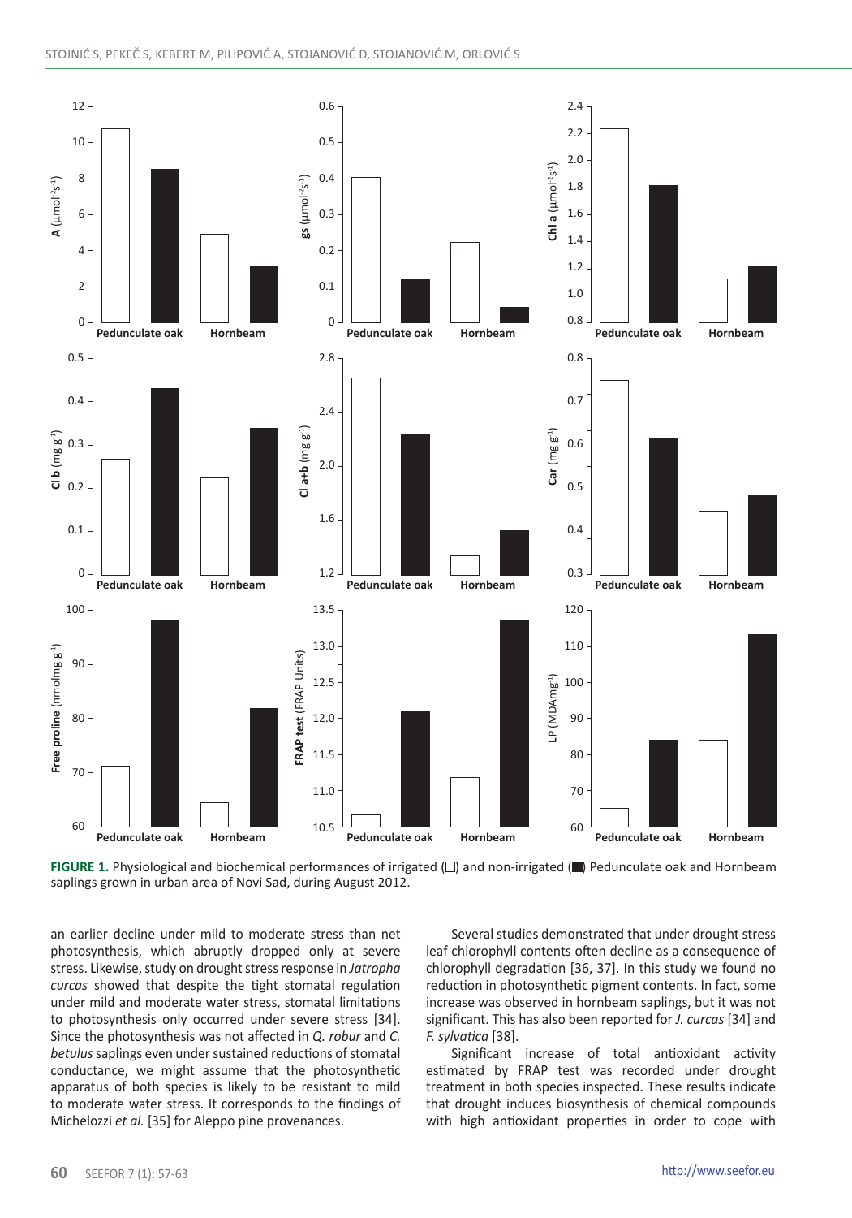FIGURE 1. Physiological and biochemical performances of irrigated (□) and non-irrigated (■) Pedunculate oak and Hornbeam saplings grown in urban area of Novi Sad, during August 2012.

an earlier decline under mild to moderate stress than net photosynthesis, which abruptly dropped only at severe stress. Likewise, study on drought stress response in *Jatropha curcas* showed that despite the tight stomatal regulation under mild and moderate water stress, stomatal limitations to photosynthesis only occurred under severe stress [34]. Since the photosynthesis was not affected in *Q. robur* and *C. betulus* saplings even under sustained reductions of stomatal conductance, we might assume that the photosynthetic apparatus of both species is likely to be resistant to mild to moderate water stress. It corresponds to the findings of Michelozzi *et al.* [35] for Aleppo pine provenances.

Several studies demonstrated that under drought stress leaf chlorophyll contents often decline as a consequence of chlorophyll degradation [36, 37]. In this study we found no reduction in photosynthetic pigment contents. In fact, some increase was observed in hornbeam saplings, but it was not significant. This has also been reported for *J. curcas* [34] and *F. sylvatica* [38].

Significant increase of total antioxidant activity estimated by FRAP test was recorded under drought treatment in both species inspected. These results indicate that drought induces biosynthesis of chemical compounds with high antioxidant properties in order to cope with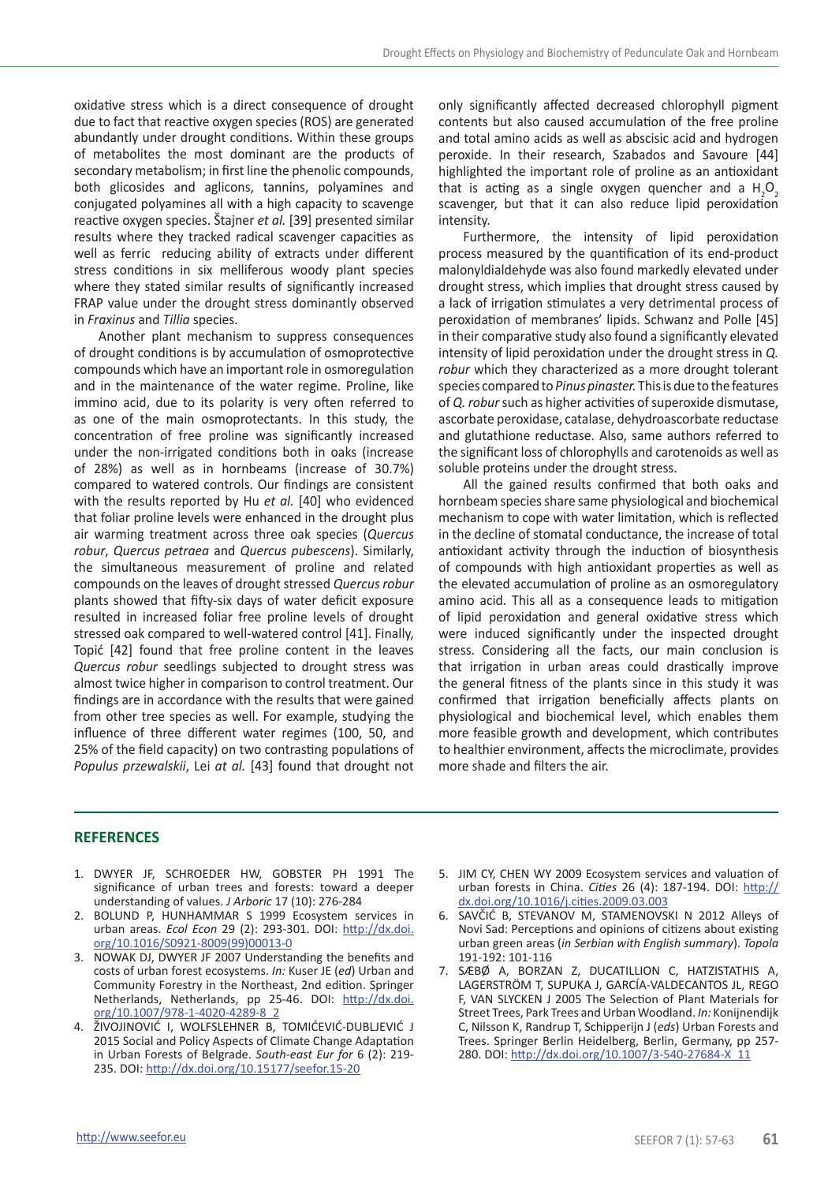oxidative stress which is a direct consequence of drought due to fact that reactive oxygen species (ROS) are generated abundantly under drought conditions. Within these groups of metabolites the most dominant are the products of secondary metabolism; in first line the phenolic compounds, both glicosides and aglicons, tannins, polyamines and conjugated polyamines all with a high capacity to scavenge reactive oxygen species. Štajner *et al.* [39] presented similar results where they tracked radical scavenger capacities as well as ferric reducing ability of extracts under different stress conditions in six melliferous woody plant species where they stated similar results of significantly increased FRAP value under the drought stress dominantly observed in *Fraxinus* and *Tillia* species.

Another plant mechanism to suppress consequences of drought conditions is by accumulation of osmoprotective compounds which have an important role in osmoregulation and in the maintenance of the water regime. Proline, like immino acid, due to its polarity is very often referred to as one of the main osmoprotectants. In this study, the concentration of free proline was significantly increased under the non-irrigated conditions both in oaks (increase of 28%) as well as in hornbeams (increase of 30.7%) compared to watered controls. Our findings are consistent with the results reported by Hu *et al.* [40] who evidenced that foliar proline levels were enhanced in the drought plus air warming treatment across three oak species (*Quercus robur*, *Quercus petraea* and *Quercus pubescens*). Similarly, the simultaneous measurement of proline and related compounds on the leaves of drought stressed *Quercus robur* plants showed that fifty-six days of water deficit exposure resulted in increased foliar free proline levels of drought stressed oak compared to well-watered control [41]. Finally, Topić [42] found that free proline content in the leaves *Quercus robur* seedlings subjected to drought stress was almost twice higher in comparison to control treatment. Our findings are in accordance with the results that were gained from other tree species as well. For example, studying the influence of three different water regimes (100, 50, and 25% of the field capacity) on two contrasting populations of *Populus przewalskii*, Lei *at al.* [43] found that drought not only significantly affected decreased chlorophyll pigment contents but also caused accumulation of the free proline and total amino acids as well as abscisic acid and hydrogen peroxide. In their research, Szabados and Savoure [44] highlighted the important role of proline as an antioxidant that is acting as a single oxygen quencher and a $H_2O_2$ scavenger, but that it can also reduce lipid peroxidation intensity.

Furthermore, the intensity of lipid peroxidation process measured by the quantification of its end-product malonyldialdehyde was also found markedly elevated under drought stress, which implies that drought stress caused by a lack of irrigation stimulates a very detrimental process of peroxidation of membranes' lipids. Schwanz and Polle [45] in their comparative study also found a significantly elevated intensity of lipid peroxidation under the drought stress in *Q. robur* which they characterized as a more drought tolerant species compared to *Pinus pinaster.* This is due to the features of *Q. robur* such as higher activities of superoxide dismutase, ascorbate peroxidase, catalase, dehydroascorbate reductase and glutathione reductase. Also, same authors referred to the significant loss of chlorophylls and carotenoids as well as soluble proteins under the drought stress.

All the gained results confirmed that both oaks and hornbeam species share same physiological and biochemical mechanism to cope with water limitation, which is reflected in the decline of stomatal conductance, the increase of total antioxidant activity through the induction of biosynthesis of compounds with high antioxidant properties as well as the elevated accumulation of proline as an osmoregulatory amino acid. This all as a consequence leads to mitigation of lipid peroxidation and general oxidative stress which were induced significantly under the inspected drought stress. Considering all the facts, our main conclusion is that irrigation in urban areas could drastically improve the general fitness of the plants since in this study it was confirmed that irrigation beneficially affects plants on physiological and biochemical level, which enables them more feasible growth and development, which contributes to healthier environment, affects the microclimate, provides more shade and filters the air.

## REFERENCES

1. DWYER JF, SCHROEDER HW, GOBSTER PH 1991 The significance of urban trees and forests: toward a deeper understanding of values. *J Arboric* 17 (10): 276-284
2. BOLUND P, HUNHAMMAR S 1999 Ecosystem services in urban areas. *Ecol Econ* 29 (2): 293-301. DOI: http://dx.doi.org/10.1016/S0921-8009(99)00013-0
3. NOWAK DJ, DWYER JF 2007 Understanding the benefits and costs of urban forest ecosystems. *In:* Kuser JE (*ed*) Urban and Community Forestry in the Northeast, 2nd edition. Springer Netherlands, Netherlands, pp 25-46. DOI: http://dx.doi.org/10.1007/978-1-4020-4289-8_2
4. ŽIVOJINOVIĆ I, WOLFSLEHNER B, TOMIĆEVIĆ-DUBLJEVIĆ J 2015 Social and Policy Aspects of Climate Change Adaptation in Urban Forests of Belgrade. *South-east Eur for* 6 (2): 219-235. DOI: http://dx.doi.org/10.15177/seefor.15-20
5. JIM CY, CHEN WY 2009 Ecosystem services and valuation of urban forests in China. *Cities* 26 (4): 187-194. DOI: http://dx.doi.org/10.1016/j.cities.2009.03.003
6. SAVČIĆ B, STEVANOV M, STAMENOVSKI N 2012 Alleys of Novi Sad: Perceptions and opinions of citizens about existing urban green areas (*in Serbian with English summary*). *Topola* 191-192: 101-116
7. SÆBØ A, BORZAN Z, DUCATILLION C, HATZISTATHIS A, LAGERSTRÖM T, SUPUKA J, GARCÍA-VALDECANTOS JL, REGO F, VAN SLYCKEN J 2005 The Selection of Plant Materials for Street Trees, Park Trees and Urban Woodland. *In:* Konijnendijk C, Nilsson K, Randrup T, Schipperijn J (*eds*) Urban Forests and Trees. Springer Berlin Heidelberg, Berlin, Germany, pp 257-280. DOI: http://dx.doi.org/10.1007/3-540-27684-X_11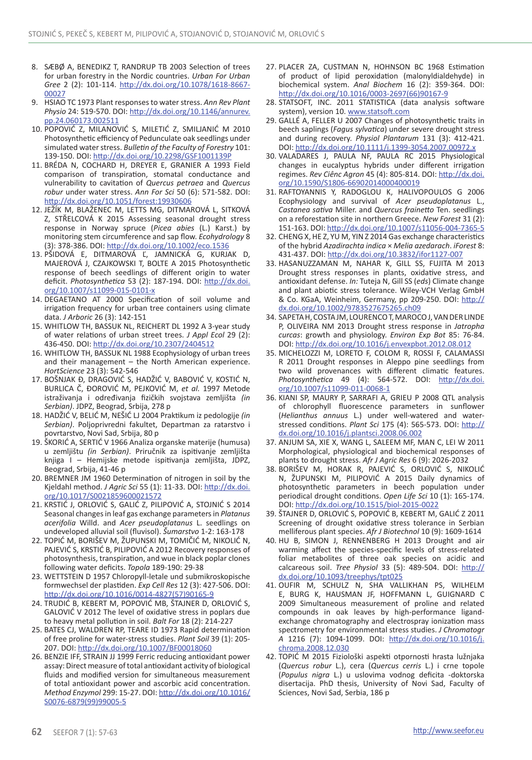8. SÆBØ A, BENEDIKZ T, RANDRUP TB 2003 Selection of trees for urban forestry in the Nordic countries. *Urban For Urban Gree* 2 (2): 101-114. http://dx.doi.org/10.1078/1618-8667-00027
9. HSIAO TC 1973 Plant responses to water stress. *Ann Rev Plant Physio* 24: 519-570. DOI: http://dx.doi.org/10.1146/annurev.pp.24.060173.002511
10. POPOVIĆ Z, MILANOVIĆ S, MILETIĆ Z, SMILJANIĆ M 2010 Photosynthetic efficiency of Pedunculate oak seedlings under simulated water stress. *Bulletin of the Faculty of Forestry* 101: 139-150. DOI: http://dx.doi.org/10.2298/GSF1001139P
11. BRÉDA N, COCHARD H, DREYER E, GRANIER A 1993 Field comparison of transpiration, stomatal conductance and vulnerability to cavitation of *Quercus petraea* and *Quercus robur* under water stress. *Ann For Sci* 50 (6): 571-582. DOI: http://dx.doi.org/10.1051/forest:19930606
12. JEŽÍK M, BLAŽENEC M, LETTS MG, DITMAROVÁ L, SITKOVÁ Z, STŘELCOVÁ K 2015 Assessing seasonal drought stress response in Norway spruce (*Picea abies* (L.) Karst.) by monitoring stem circumference and sap flow. *Ecohydrology* 8 (3): 378-386. DOI: http://dx.doi.org/10.1002/eco.1536
13. PŠIDOVÁ E, DITMAROVÁ Ľ, JAMNICKÁ G, KURJAK D, MAJEROVÁ J, CZAJKOWSKI T, BOLTE A 2015 Photosynthetic response of beech seedlings of different origin to water deficit. *Photosynthetica* 53 (2): 187-194. DOI: http://dx.doi.org/10.1007/s11099-015-0101-x
14. DEGAETANO AT 2000 Specification of soil volume and irrigation frequency for urban tree containers using climate data. *J Arboric* 26 (3): 142-151
15. WHITLOW TH, BASSUK NL, REICHERT DL 1992 A 3-year study of water relations of urban street trees. *J Appl Ecol* 29 (2): 436-450. DOI: http://dx.doi.org/10.2307/2404512
16. WHITLOW TH, BASSUK NL 1988 Ecophysiology of urban trees and their management – the North American experience. *HortScience* 23 (3): 542-546
17. BOŠNJAK Đ, DRAGOVIĆ S, HADŽIĆ V, BABOVIĆ V, KOSTIĆ N, BURLICA Č, ĐOROVIĆ M, PEJKOVIĆ M, *et al.* 1997 Metode istraživanja i određivanja fizičkih svojstava zemljišta *(in Serbian)*. JDPZ, Beograd, Srbija, 278 p
18. HADŽIĆ V, BELIĆ M, NEŠIĆ LJ 2004 Praktikum iz pedologije *(in Serbian)*. Poljoprivredni fakultet, Departman za ratarstvo i povrtarstvo, Novi Sad, Srbija, 80 p
19. ŠKORIĆ A, SERTIĆ V 1966 Analiza organske materije (humusa) u zemljištu *(in Serbian)*. Priručnik za ispitivanje zemljišta knjiga I – Hemijske metode ispitivanja zemljišta, JDPZ, Beograd, Srbija, 41-46 p
20. BREMNER JM 1960 Determination of nitrogen in soil by the Kjeldahl method. *J Agric Sci* 55 (1): 11-33. DOI: http://dx.doi.org/10.1017/S0021859600021572
21. KRSTIĆ J, ORLOVIĆ S, GALIĆ Z, PILIPOVIĆ A, STOJNIĆ S 2014 Seasonal changes in leaf gas exchange parameters in *Platanus acerifolia* Willd. and *Acer pseudoplatanus* L. seedlings on undeveloped alluvial soil (fluvisol). *Šumarstvo* 1-2: 163-178
22. TOPIĆ M, BORIŠEV M, ŽUPUNSKI M, TOMIČIĆ M, NIKOLIĆ N, PAJEVIĆ S, KRSTIĆ B, PILIPOVIĆ A 2012 Recovery responses of photosynthesis, transpiration, and wue in black poplar clones following water deficits. *Topola* 189-190: 29-38
23. WETTSTEIN D 1957 Chloropyll-letale und submikroskopische formwechsel der plastiden. *Exp Cell Res* 12 (3): 427-506. DOI: http://dx.doi.org/10.1016/0014-4827(57)90165-9
24. TRUDIĆ B, KEBERT M, POPOVIĆ MB, ŠTAJNER D, ORLOVIĆ S, GALOVIĆ V 2012 The level of oxidative stress in poplars due to heavy metal pollution in soil. *Balt For* 18 (2): 214-227
25. BATES CJ, WALDREN RP, TEARE ID 1973 Rapid determination of free proline for water-stress studies. *Plant Soil* 39 (1): 205-207. DOI: http://dx.doi.org/10.1007/BF00018060
26. BENZIE IFF, STRAIN JJ 1999 Ferric reducing antioxidant power assay: Direct measure of total antioxidant activity of biological fluids and modified version for simultaneous measurement of total antioxidant power and ascorbic acid concentration. *Method Enzymol* 299: 15-27. DOI: http://dx.doi.org/10.1016/S0076-6879(99)99005-5
27. PLACER ZA, CUSTMAN N, HOHNSON BC 1968 Estimation of product of lipid peroxidation (malonyldialdehyde) in biochemical system. *Anal Biochem* 16 (2): 359-364. DOI: http://dx.doi.org/10.1016/0003-2697(66)90167-9
28. STATSOFT, INC. 2011 STATISTICA (data analysis software system), version 10. www.statsoft.com
29. GALLÉ A, FELLER U 2007 Changes of photosynthetic traits in beech saplings (*Fagus sylvatica*) under severe drought stress and during recovery. *Physiol Plantarum* 131 (3): 412-421. DOI: http://dx.doi.org/10.1111/j.1399-3054.2007.00972.x
30. VALADARES J, PAULA NF, PAULA RC 2015 Physiological changes in eucalyptus hybrids under different irrigation regimes. *Rev Ciênc Agron* 45 (4): 805-814. DOI: http://dx.doi.org/10.1590/S1806-66902014000400019
31. RAFTOYANNIS Y, RADOGLOU K, HALIVOPOULOS G 2006 Ecophysiology and survival of *Acer pseudoplatanus* L., *Castanea sativa* Miller. and *Quercus frainetto* Ten. seedlings on a reforestation site in northern Greece. *New Forest* 31 (2): 151-163. DOI: http://dx.doi.org/10.1007/s11056-004-7365-5
32. CHENG X, HE Z, YU M, YIN Z 2014 Gas exchange characteristics of the hybrid *Azadirachta indica* × *Melia azedarach*. *iForest* 8: 431-437. DOI: http://dx.doi.org/10.3832/ifor1127-007
33. HASANUZZAMAN M, NAHAR K, GILL SS, FUJITA M 2013 Drought stress responses in plants, oxidative stress, and antioxidant defense. *In:* Tuteja N, Gill SS (*eds*) Climate change and plant abiotic stress tolerance. Wiley-VCH Verlag GmbH & Co. KGaA, Weinheim, Germany, pp 209-250. DOI: http://dx.doi.org/10.1002/9783527675265.ch09
34. SAPETA H, COSTA JM, LOURENCO T, MAROCO J, VAN DER LINDE P, OLIVEIRA NM 2013 Drought stress response in *Jatropha curcas*: growth and physiology. *Environ Exp Bot* 85: 76-84. DOI: http://dx.doi.org/10.1016/j.envexpbot.2012.08.012
35. MICHELOZZI M, LORETO F, COLOM R, ROSSI F, CALAMASSI R 2011 Drought responses in Aleppo pine seedlings from two wild provenances with different climatic features. *Photosynthetica* 49 (4): 564-572. DOI: http://dx.doi.org/10.1007/s11099-011-0068-1
36. KIANI SP, MAURY P, SARRAFI A, GRIEU P 2008 QTL analysis of chlorophyll fluorescence parameters in sunflower (*Helianthus annuus* L.) under well-watered and water-stressed conditions. *Plant Sci* 175 (4): 565-573. DOI: http://dx.doi.org/10.1016/j.plantsci.2008.06.002
37. ANJUM SA, XIE X, WANG L, SALEEM MF, MAN C, LEI W 2011 Morphological, physiological and biochemical responses of plants to drought stress. *Afr J Agric Res* 6 (9): 2026-2032
38. BORIŠEV M, HORAK R, PAJEVIĆ S, ORLOVIĆ S, NIKOLIĆ N, ŽUPUNSKI M, PILIPOVIĆ A 2015 Daily dynamics of photosynthetic parameters in beech population under periodical drought conditions. *Open Life Sci* 10 (1): 165-174. DOI: http://dx.doi.org/10.1515/biol-2015-0022
39. ŠTAJNER D, ORLOVIĆ S, POPOVIĆ B, KEBERT M, GALIĆ Z 2011 Screening of drought oxidative stress tolerance in Serbian melliferous plant species. *Afr J Biotechnol* 10 (9): 1609-1614
40. HU B, SIMON J, RENNENBERG H 2013 Drought and air warming affect the species-specific levels of stress-related foliar metabolites of three oak species on acidic and calcareous soil. *Tree Physiol* 33 (5): 489-504. DOI: http://dx.doi.org/10.1093/treephys/tpt025
41. OUFIR M, SCHULZ N, SHA VALLIKHAN PS, WILHELM E, BURG K, HAUSMAN JF, HOFFMANN L, GUIGNARD C 2009 Simultaneous measurement of proline and related compounds in oak leaves by high-performance ligand-exchange chromatography and electrospray ionization mass spectrometry for environmental stress studies. *J Chromatogr A* 1216 (7): 1094-1099. DOI: http://dx.doi.org/10.1016/j.chroma.2008.12.030
42. TOPIĆ M 2015 Fiziološki aspekti otpornosti hrasta lužnjaka (*Quercus robur* L.), cera (*Quercus cerris* L.) i crne topole (*Populus nigra* L.) u uslovima vodnog deficita -doktorska disertacija. PhD thesis, University of Novi Sad, Faculty of Sciences, Novi Sad, Serbia, 186 p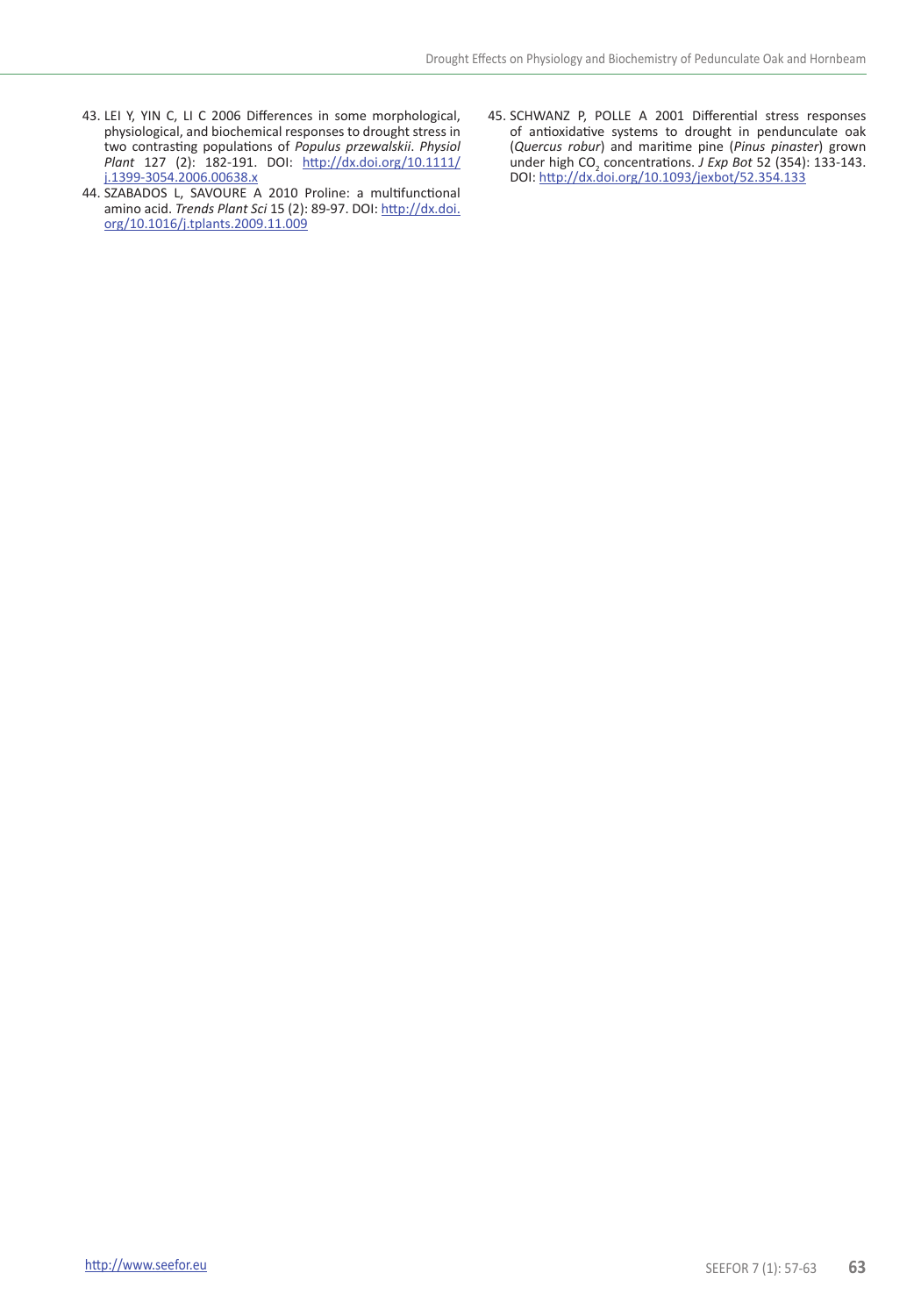43. LEI Y, YIN C, LI C 2006 Differences in some morphological, physiological, and biochemical responses to drought stress in two contrasting populations of *Populus przewalskii*. *Physiol Plant* 127 (2): 182-191. DOI: http://dx.doi.org/10.1111/j.1399-3054.2006.00638.x
44. SZABADOS L, SAVOURE A 2010 Proline: a multifunctional amino acid. *Trends Plant Sci* 15 (2): 89-97. DOI: http://dx.doi.org/10.1016/j.tplants.2009.11.009
45. SCHWANZ P, POLLE A 2001 Differential stress responses of antioxidative systems to drought in pendunculate oak (*Quercus robur*) and maritime pine (*Pinus pinaster*) grown under high $CO_2$ concentrations. *J Exp Bot* 52 (354): 133-143. DOI: http://dx.doi.org/10.1093/jexbot/52.354.133